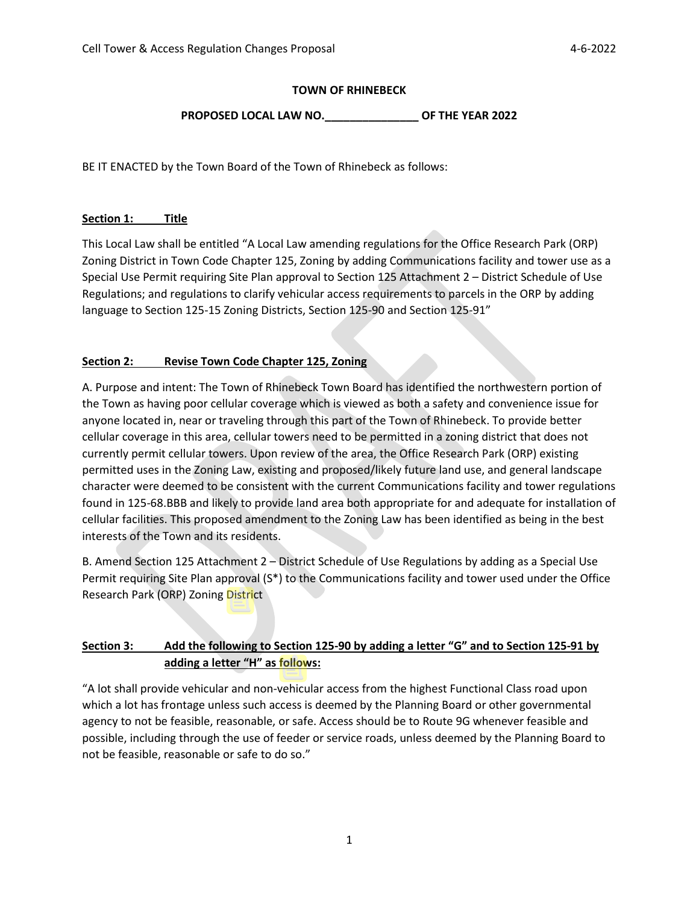**TOWN OF RHINEBECK**

**PROPOSED LOCAL LAW NO.\_\_\_\_\_\_\_\_\_\_\_\_\_\_\_ OF THE YEAR 2022**

BE IT ENACTED by the Town Board of the Town of Rhinebeck as follows:

**Section 1: Title**

This Local Law shall be entitled "A Local Law amending regulations for the Office Research Park (ORP) Zoning District in Town Code Chapter 125, Zoning by adding Communications facility and tower use as a Special Use Permit requiring Site Plan approval to Section 125 Attachment 2 – District Schedule of Use Regulations; and regulations to clarify vehicular access requirements to parcels in the ORP by adding language to Section 125-15 Zoning Districts, Section 125-90 and Section 125-91"

**Section 2: Revise Town Code Chapter 125, Zoning**

A. Purpose and intent: The Town of Rhinebeck Town Board has identified the northwestern portion of the Town as having poor cellular coverage which is viewed as both a safety and convenience issue for anyone located in, near or traveling through this part of the Town of Rhinebeck. To provide better cellular coverage in this area, cellular towers need to be permitted in a zoning district that does not currently permit cellular towers. Upon review of the area, the Office Research Park (ORP) existing permitted uses in the Zoning Law, existing and proposed/likely future land use, and general landscape character were deemed to be consistent with the current Communications facility and tower regulations found in 125-68.BBB and likely to provide land area both appropriate for and adequate for installation of cellular facilities. This proposed amendment to the Zoning Law has been identified as being in the best interests of the Town and its residents.

B. Amend Section 125 Attachment 2 – District Schedule of Use Regulations by adding as a Special Use Permit requiring Site Plan approval (S*) to the Communications facility and tower used under the Office Research Park (ORP) Zoning District

**Section 3: Add the following to Section 125-90 by adding a letter "G" and to Section 125-91 by adding a letter "H" as follows:**

"A lot shall provide vehicular and non-vehicular access from the highest Functional Class road upon which a lot has frontage unless such access is deemed by the Planning Board or other governmental agency to not be feasible, reasonable, or safe. Access should be to Route 9G whenever feasible and possible, including through the use of feeder or service roads, unless deemed by the Planning Board to not be feasible, reasonable or safe to do so."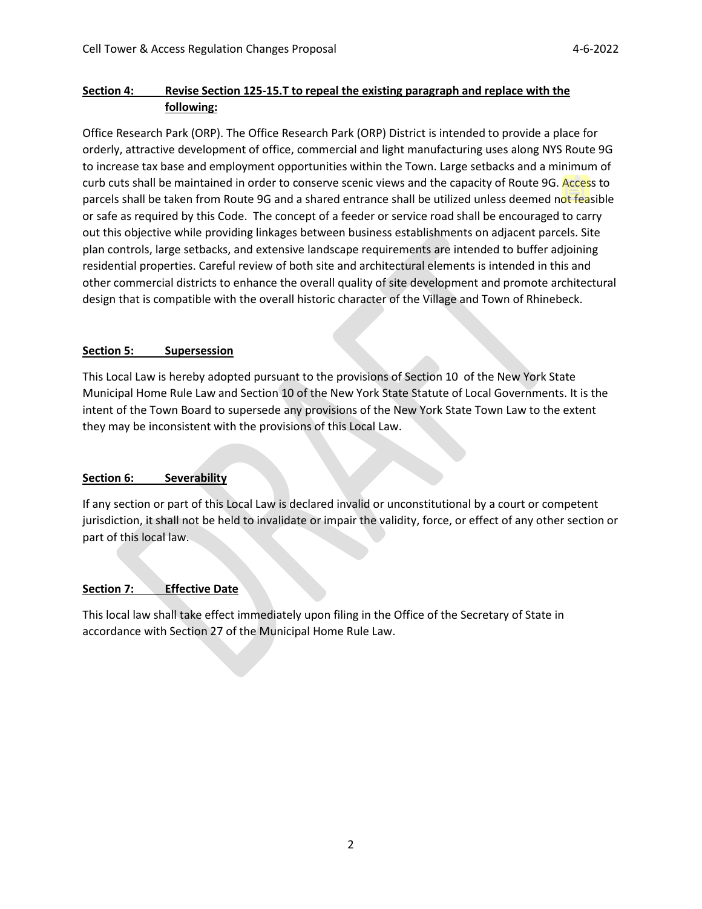**Section 4: Revise Section 125-15.T to repeal the existing paragraph and replace with the following:**

Office Research Park (ORP). The Office Research Park (ORP) District is intended to provide a place for orderly, attractive development of office, commercial and light manufacturing uses along NYS Route 9G to increase tax base and employment opportunities within the Town. Large setbacks and a minimum of curb cuts shall be maintained in order to conserve scenic views and the capacity of Route 9G. Access to parcels shall be taken from Route 9G and a shared entrance shall be utilized unless deemed not feasible or safe as required by this Code. The concept of a feeder or service road shall be encouraged to carry out this objective while providing linkages between business establishments on adjacent parcels. Site plan controls, large setbacks, and extensive landscape requirements are intended to buffer adjoining residential properties. Careful review of both site and architectural elements is intended in this and other commercial districts to enhance the overall quality of site development and promote architectural design that is compatible with the overall historic character of the Village and Town of Rhinebeck.

**Section 5: Supersession**

This Local Law is hereby adopted pursuant to the provisions of Section 10 of the New York State Municipal Home Rule Law and Section 10 of the New York State Statute of Local Governments. It is the intent of the Town Board to supersede any provisions of the New York State Town Law to the extent they may be inconsistent with the provisions of this Local Law.

**Section 6: Severability**

If any section or part of this Local Law is declared invalid or unconstitutional by a court or competent jurisdiction, it shall not be held to invalidate or impair the validity, force, or effect of any other section or part of this local law.

**Section 7: Effective Date**

This local law shall take effect immediately upon filing in the Office of the Secretary of State in accordance with Section 27 of the Municipal Home Rule Law.